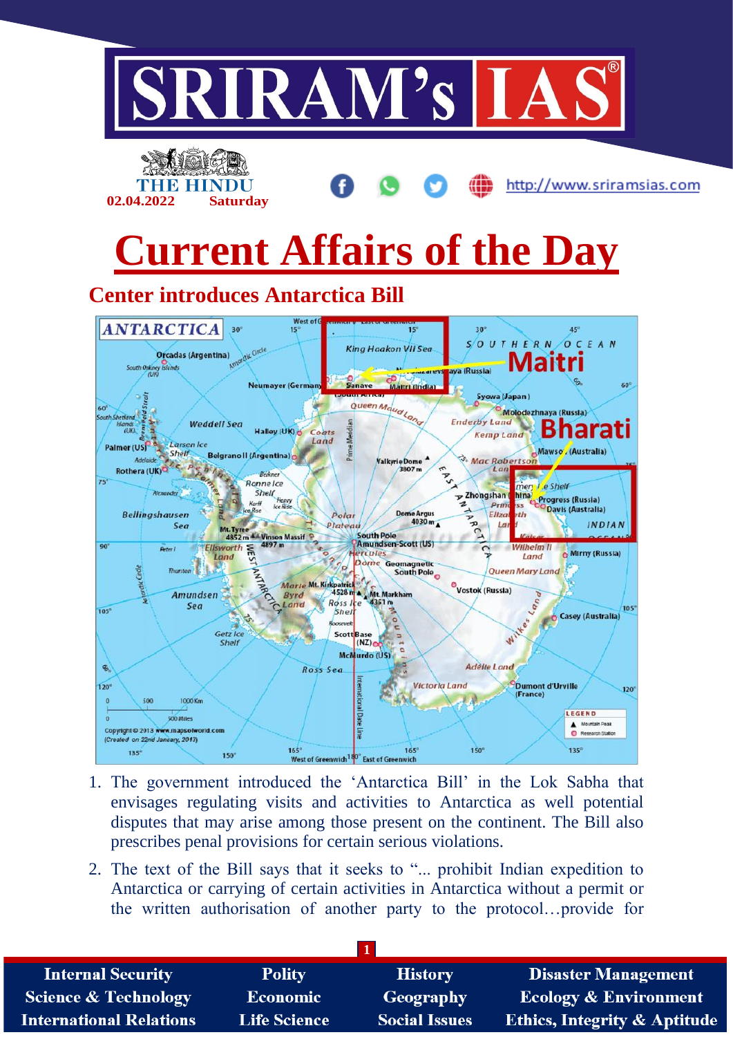# Current Affairs of the Day

## Center introduces Antarctica Bill

1. The government introduced the 'Antarctica Bill' in the Lok Sabha that envisages regulating visits and activities to Antarctica as well potential disputes that may arise among those present on the continent. The Bill also prescribes penal provisions for certain serious violations.
2. The text of the Bill says that it seeks to "... prohibit Indian expedition to Antarctica or carrying of certain activities in Antarctica without a permit or the written authorisation of another party to the protocol…provide for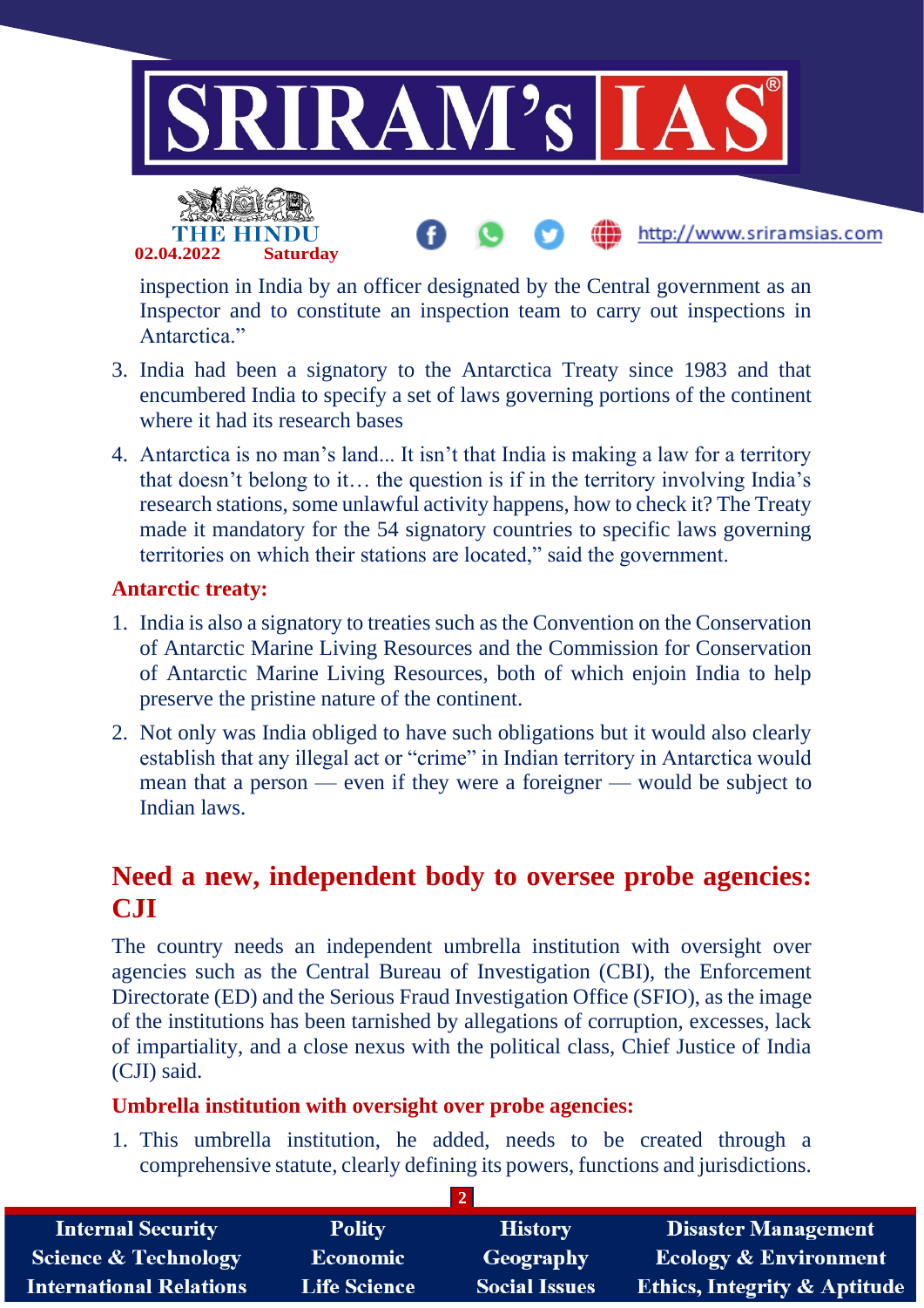inspection in India by an officer designated by the Central government as an Inspector and to constitute an inspection team to carry out inspections in Antarctica."

3. India had been a signatory to the Antarctica Treaty since 1983 and that encumbered India to specify a set of laws governing portions of the continent where it had its research bases
4. Antarctica is no man's land... It isn't that India is making a law for a territory that doesn't belong to it… the question is if in the territory involving India's research stations, some unlawful activity happens, how to check it? The Treaty made it mandatory for the 54 signatory countries to specific laws governing territories on which their stations are located," said the government.

### Antarctic treaty:

1. India is also a signatory to treaties such as the Convention on the Conservation of Antarctic Marine Living Resources and the Commission for Conservation of Antarctic Marine Living Resources, both of which enjoin India to help preserve the pristine nature of the continent.
2. Not only was India obliged to have such obligations but it would also clearly establish that any illegal act or "crime" in Indian territory in Antarctica would mean that a person — even if they were a foreigner — would be subject to Indian laws.

## Need a new, independent body to oversee probe agencies: CJI

The country needs an independent umbrella institution with oversight over agencies such as the Central Bureau of Investigation (CBI), the Enforcement Directorate (ED) and the Serious Fraud Investigation Office (SFIO), as the image of the institutions has been tarnished by allegations of corruption, excesses, lack of impartiality, and a close nexus with the political class, Chief Justice of India (CJI) said.

### Umbrella institution with oversight over probe agencies:

1. This umbrella institution, he added, needs to be created through a comprehensive statute, clearly defining its powers, functions and jurisdictions.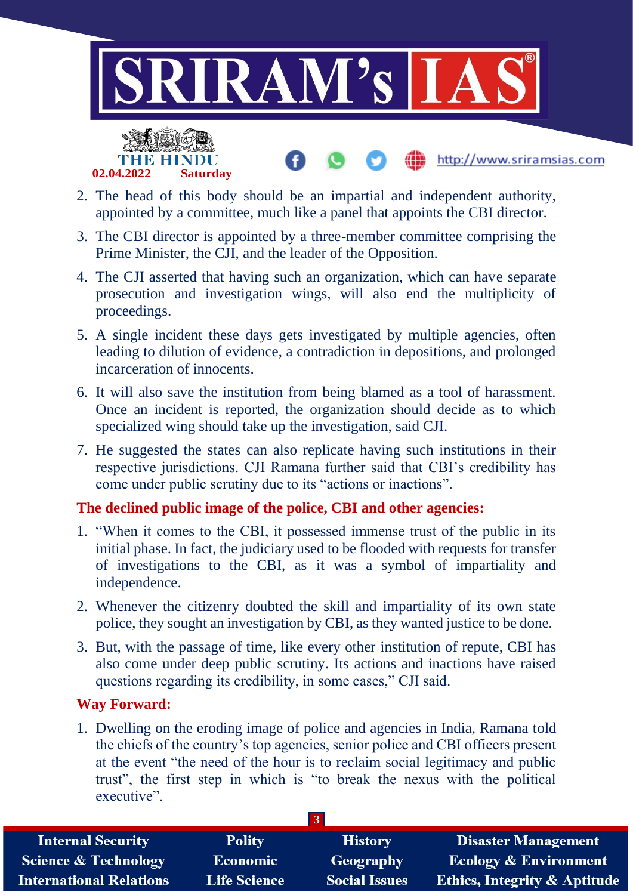2. The head of this body should be an impartial and independent authority, appointed by a committee, much like a panel that appoints the CBI director.
3. The CBI director is appointed by a three-member committee comprising the Prime Minister, the CJI, and the leader of the Opposition.
4. The CJI asserted that having such an organization, which can have separate prosecution and investigation wings, will also end the multiplicity of proceedings.
5. A single incident these days gets investigated by multiple agencies, often leading to dilution of evidence, a contradiction in depositions, and prolonged incarceration of innocents.
6. It will also save the institution from being blamed as a tool of harassment. Once an incident is reported, the organization should decide as to which specialized wing should take up the investigation, said CJI.
7. He suggested the states can also replicate having such institutions in their respective jurisdictions. CJI Ramana further said that CBI's credibility has come under public scrutiny due to its "actions or inactions".

### The declined public image of the police, CBI and other agencies:

1. "When it comes to the CBI, it possessed immense trust of the public in its initial phase. In fact, the judiciary used to be flooded with requests for transfer of investigations to the CBI, as it was a symbol of impartiality and independence.
2. Whenever the citizenry doubted the skill and impartiality of its own state police, they sought an investigation by CBI, as they wanted justice to be done.
3. But, with the passage of time, like every other institution of repute, CBI has also come under deep public scrutiny. Its actions and inactions have raised questions regarding its credibility, in some cases," CJI said.

### Way Forward:

1. Dwelling on the eroding image of police and agencies in India, Ramana told the chiefs of the country's top agencies, senior police and CBI officers present at the event "the need of the hour is to reclaim social legitimacy and public trust", the first step in which is "to break the nexus with the political executive".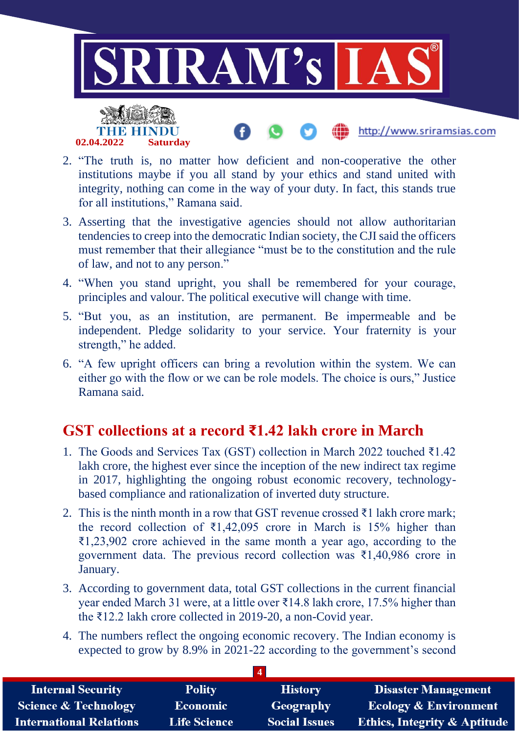2. "The truth is, no matter how deficient and non-cooperative the other institutions maybe if you all stand by your ethics and stand united with integrity, nothing can come in the way of your duty. In fact, this stands true for all institutions," Ramana said.
3. Asserting that the investigative agencies should not allow authoritarian tendencies to creep into the democratic Indian society, the CJI said the officers must remember that their allegiance "must be to the constitution and the rule of law, and not to any person."
4. "When you stand upright, you shall be remembered for your courage, principles and valour. The political executive will change with time.
5. "But you, as an institution, are permanent. Be impermeable and be independent. Pledge solidarity to your service. Your fraternity is your strength," he added.
6. "A few upright officers can bring a revolution within the system. We can either go with the flow or we can be role models. The choice is ours," Justice Ramana said.

## GST collections at a record ₹1.42 lakh crore in March

1. The Goods and Services Tax (GST) collection in March 2022 touched ₹1.42 lakh crore, the highest ever since the inception of the new indirect tax regime in 2017, highlighting the ongoing robust economic recovery, technology-based compliance and rationalization of inverted duty structure.
2. This is the ninth month in a row that GST revenue crossed ₹1 lakh crore mark; the record collection of ₹1,42,095 crore in March is 15% higher than ₹1,23,902 crore achieved in the same month a year ago, according to the government data. The previous record collection was ₹1,40,986 crore in January.
3. According to government data, total GST collections in the current financial year ended March 31 were, at a little over ₹14.8 lakh crore, 17.5% higher than the ₹12.2 lakh crore collected in 2019-20, a non-Covid year.
4. The numbers reflect the ongoing economic recovery. The Indian economy is expected to grow by 8.9% in 2021-22 according to the government's second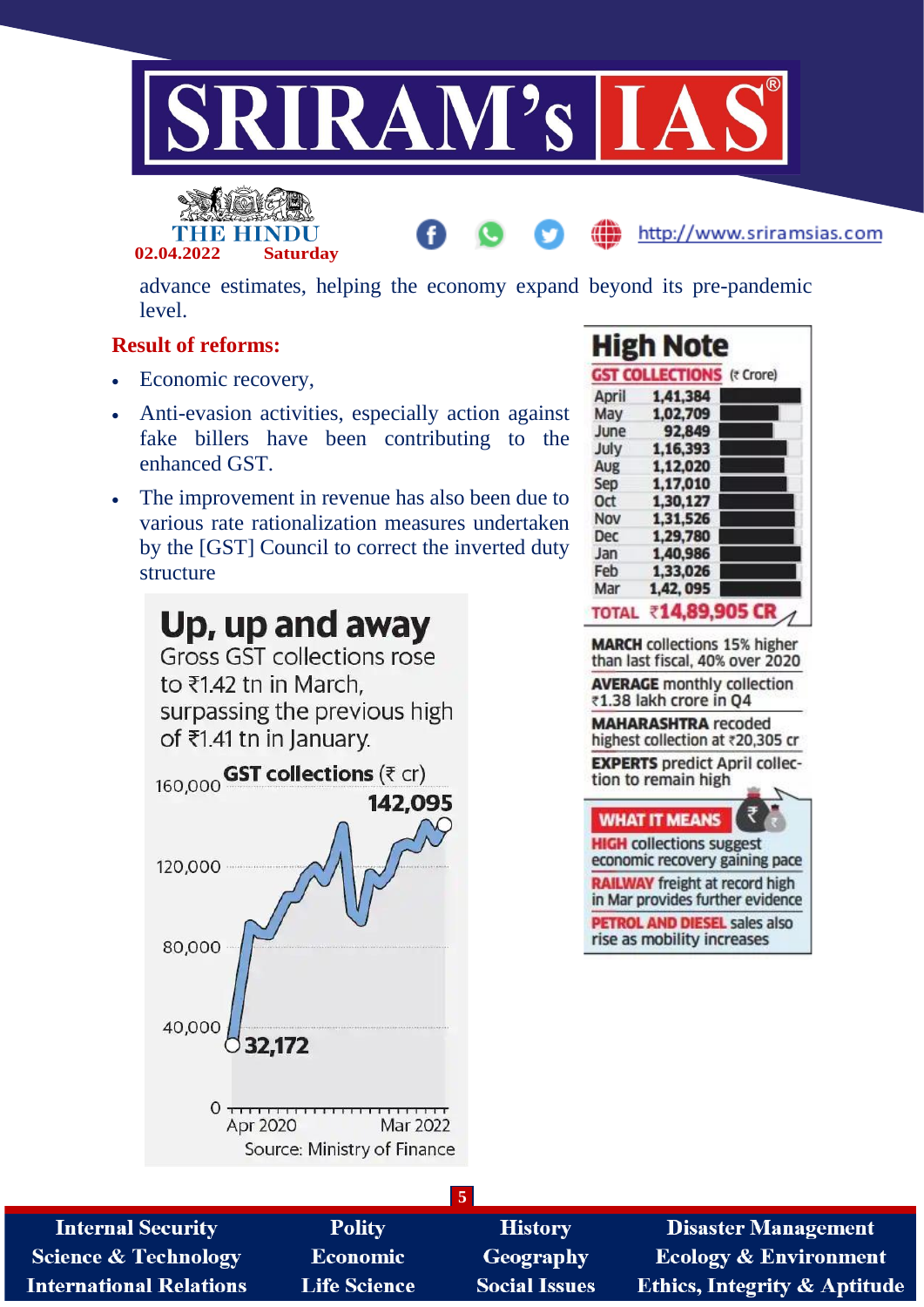advance estimates, helping the economy expand beyond its pre-pandemic level.

**Result of reforms:**

- Economic recovery,
- Anti-evasion activities, especially action against fake billers have been contributing to the enhanced GST.
- The improvement in revenue has also been due to various rate rationalization measures undertaken by the [GST] Council to correct the inverted duty structure

## Up, up and away

Gross GST collections rose to ₹1.42 tn in March, surpassing the previous high of ₹1.41 tn in January.

GST collections (₹ cr)

142,095

32,172

Apr 2020 — Mar 2022

Source: Ministry of Finance

## High Note

**GST COLLECTIONS** (₹ Crore)

| Month | Collection |
|---|---|
| April | 1,41,384 |
| May | 1,02,709 |
| June | 92,849 |
| July | 1,16,393 |
| Aug | 1,12,020 |
| Sep | 1,17,010 |
| Oct | 1,30,127 |
| Nov | 1,31,526 |
| Dec | 1,29,780 |
| Jan | 1,40,986 |
| Feb | 1,33,026 |
| Mar | 1,42, 095 |
| TOTAL | ₹14,89,905 CR |

**MARCH** collections 15% higher than last fiscal, 40% over 2020

**AVERAGE** monthly collection ₹1.38 lakh crore in Q4

**MAHARASHTRA** recoded highest collection at ₹20,305 cr

**EXPERTS** predict April collection to remain high

**WHAT IT MEANS**

**HIGH** collections suggest economic recovery gaining pace

**RAILWAY** freight at record high in Mar provides further evidence

**PETROL AND DIESEL** sales also rise as mobility increases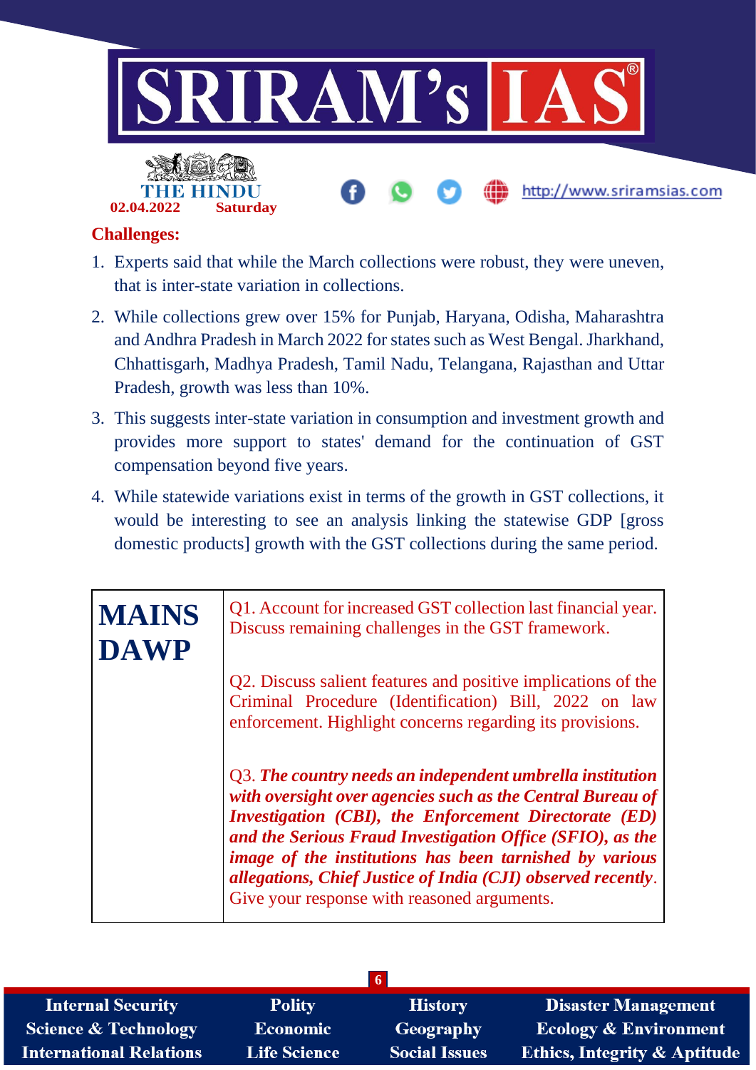**Challenges:**

1. Experts said that while the March collections were robust, they were uneven, that is inter-state variation in collections.
2. While collections grew over 15% for Punjab, Haryana, Odisha, Maharashtra and Andhra Pradesh in March 2022 for states such as West Bengal. Jharkhand, Chhattisgarh, Madhya Pradesh, Tamil Nadu, Telangana, Rajasthan and Uttar Pradesh, growth was less than 10%.
3. This suggests inter-state variation in consumption and investment growth and provides more support to states' demand for the continuation of GST compensation beyond five years.
4. While statewide variations exist in terms of the growth in GST collections, it would be interesting to see an analysis linking the statewide GDP [gross domestic products] growth with the GST collections during the same period.

| **MAINS DAWP** | Q1. Account for increased GST collection last financial year. Discuss remaining challenges in the GST framework.<br><br>Q2. Discuss salient features and positive implications of the Criminal Procedure (Identification) Bill, 2022 on law enforcement. Highlight concerns regarding its provisions.<br><br>Q3. ***The country needs an independent umbrella institution with oversight over agencies such as the Central Bureau of Investigation (CBI), the Enforcement Directorate (ED) and the Serious Fraud Investigation Office (SFIO), as the image of the institutions has been tarnished by various allegations, Chief Justice of India (CJI) observed recently***. Give your response with reasoned arguments. |
|---|---|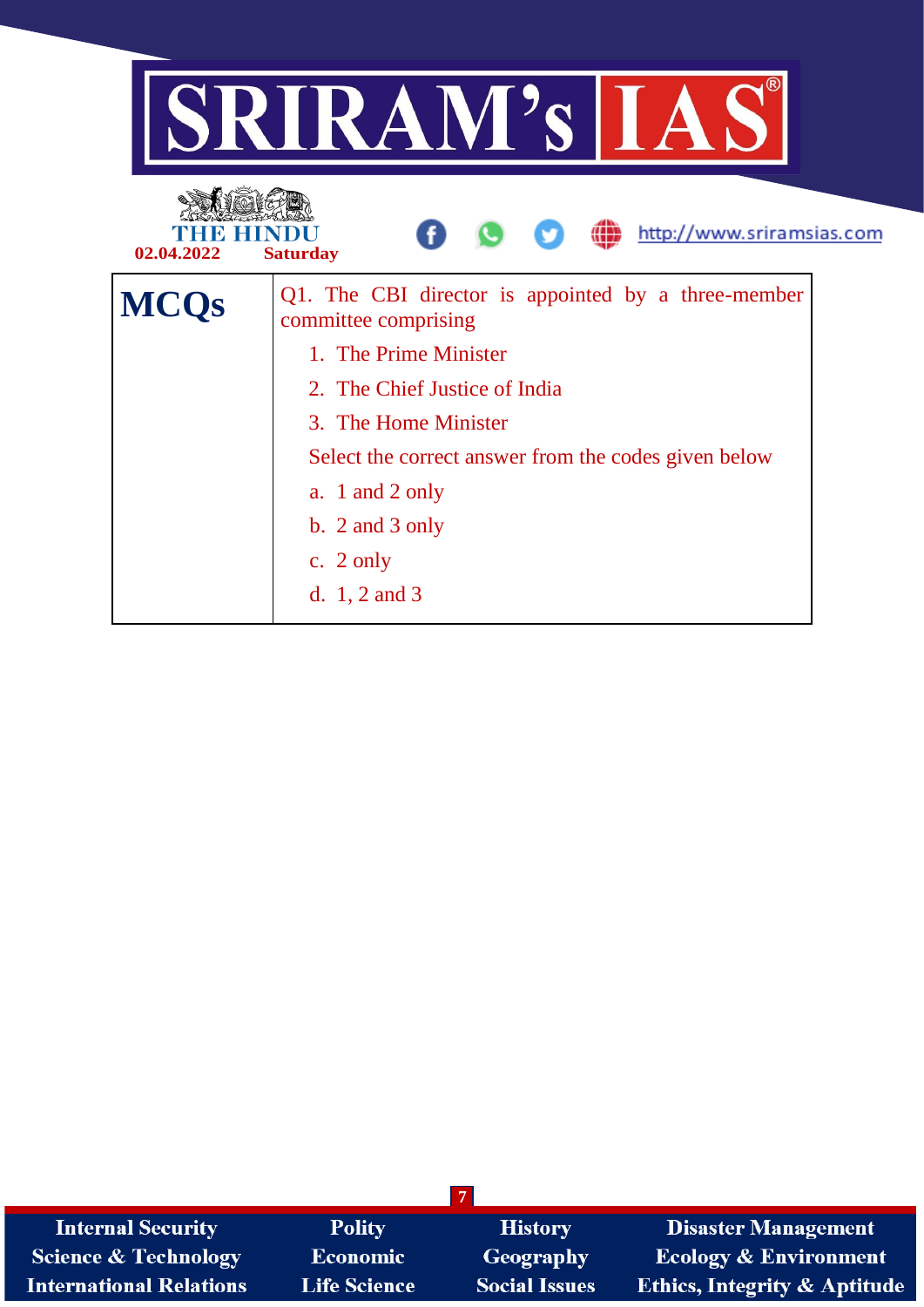# MCQs

Q1. The CBI director is appointed by a three-member committee comprising

1. The Prime Minister
2. The Chief Justice of India
3. The Home Minister

Select the correct answer from the codes given below

a. 1 and 2 only
b. 2 and 3 only
c. 2 only
d. 1, 2 and 3